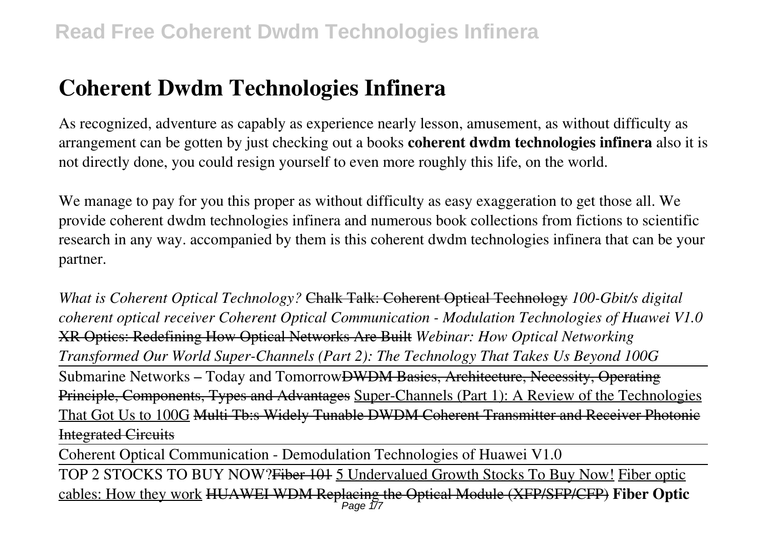# Coherent Dwdm Technologies Infinera

As recognized, adventure as capably as experience nearly lesson, amusement, as without difficulty as arrangement can be gotten by just checking out a books **coherent dwdm technologies infinera** also it is not directly done, you could resign yourself to even more roughly this life, on the world.

We manage to pay for you this proper as without difficulty as easy exaggeration to get those all. We provide coherent dwdm technologies infinera and numerous book collections from fictions to scientific research in any way. accompanied by them is this coherent dwdm technologies infinera that can be your partner.

*What is Coherent Optical Technology?* ~~Chalk Talk: Coherent Optical Technology~~ *100-Gbit/s digital coherent optical receiver Coherent Optical Communication - Modulation Technologies of Huawei V1.0* ~~XR Optics: Redefining How Optical Networks Are Built~~ *Webinar: How Optical Networking Transformed Our World Super-Channels (Part 2): The Technology That Takes Us Beyond 100G*

Submarine Networks – Today and Tomorrow~~DWDM Basics, Architecture, Necessity, Operating Principle, Components, Types and Advantages~~ Super-Channels (Part 1): A Review of the Technologies That Got Us to 100G ~~Multi-Tb:s Widely Tunable DWDM Coherent Transmitter and Receiver Photonic Integrated Circuits~~

Coherent Optical Communication - Demodulation Technologies of Huawei V1.0

TOP 2 STOCKS TO BUY NOW?~~Fiber 101~~ 5 Undervalued Growth Stocks To Buy Now! Fiber optic cables: How they work ~~HUAWEI WDM Replacing the Optical Module (XFP/SFP/CFP)~~ **Fiber Optic**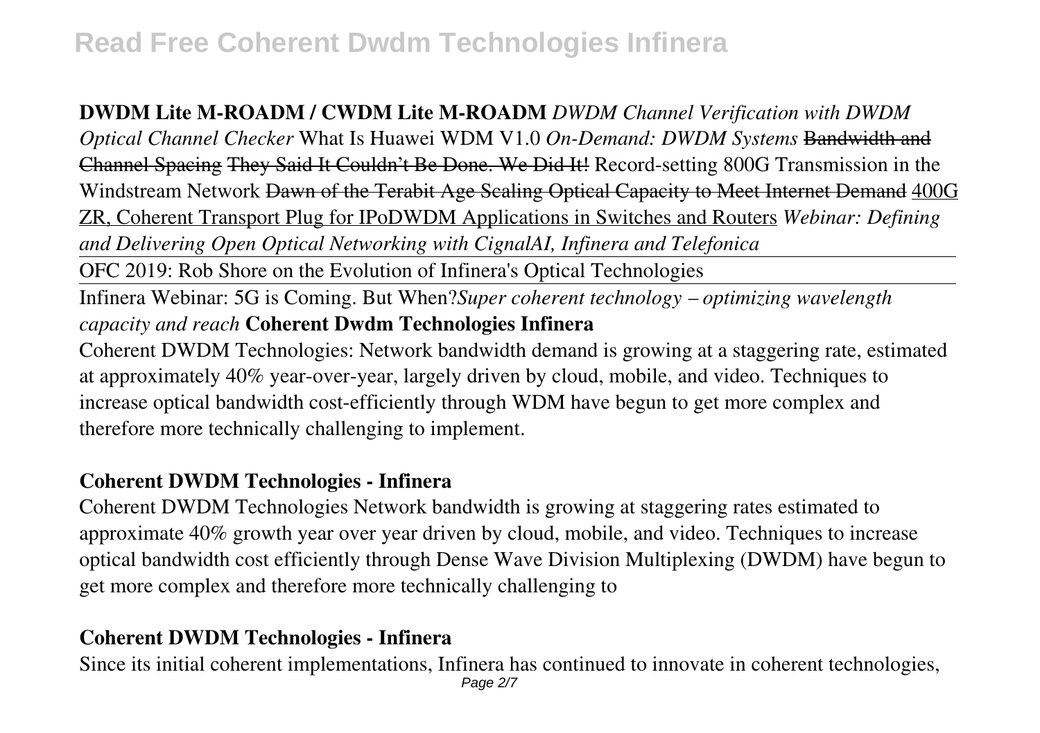**DWDM Lite M-ROADM / CWDM Lite M-ROADM** *DWDM Channel Verification with DWDM Optical Channel Checker* What Is Huawei WDM V1.0 *On-Demand: DWDM Systems* ~~Bandwidth and Channel Spacing~~ ~~They Said It Couldn't Be Done. We Did It!~~ Record-setting 800G Transmission in the Windstream Network ~~Dawn of the Terabit Age Scaling Optical Capacity to Meet Internet Demand~~ 400G ZR, Coherent Transport Plug for IPoDWDM Applications in Switches and Routers *Webinar: Defining and Delivering Open Optical Networking with CignalAI, Infinera and Telefonica*

OFC 2019: Rob Shore on the Evolution of Infinera's Optical Technologies

Infinera Webinar: 5G is Coming. But When?*Super coherent technology – optimizing wavelength capacity and reach* **Coherent Dwdm Technologies Infinera**

Coherent DWDM Technologies: Network bandwidth demand is growing at a staggering rate, estimated at approximately 40% year-over-year, largely driven by cloud, mobile, and video. Techniques to increase optical bandwidth cost-efficiently through WDM have begun to get more complex and therefore more technically challenging to implement.

### **Coherent DWDM Technologies - Infinera**

Coherent DWDM Technologies Network bandwidth is growing at staggering rates estimated to approximate 40% growth year over year driven by cloud, mobile, and video. Techniques to increase optical bandwidth cost efficiently through Dense Wave Division Multiplexing (DWDM) have begun to get more complex and therefore more technically challenging to

### **Coherent DWDM Technologies - Infinera**

Since its initial coherent implementations, Infinera has continued to innovate in coherent technologies,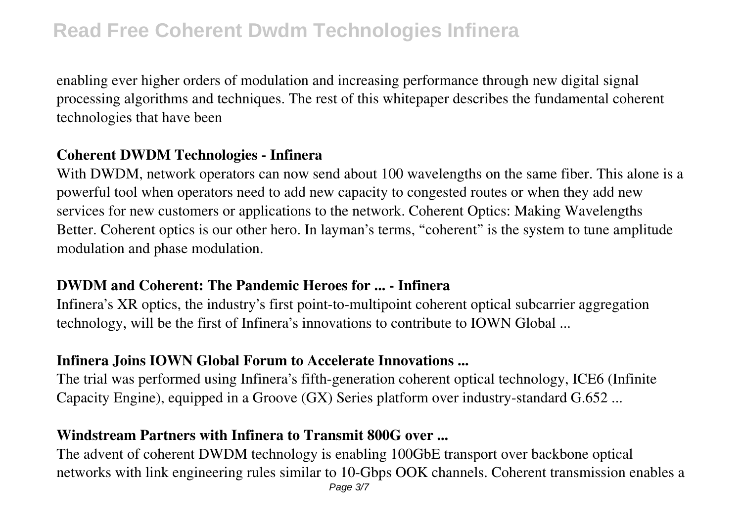enabling ever higher orders of modulation and increasing performance through new digital signal processing algorithms and techniques. The rest of this whitepaper describes the fundamental coherent technologies that have been

### Coherent DWDM Technologies - Infinera

With DWDM, network operators can now send about 100 wavelengths on the same fiber. This alone is a powerful tool when operators need to add new capacity to congested routes or when they add new services for new customers or applications to the network. Coherent Optics: Making Wavelengths Better. Coherent optics is our other hero. In layman's terms, "coherent" is the system to tune amplitude modulation and phase modulation.

### DWDM and Coherent: The Pandemic Heroes for ... - Infinera

Infinera's XR optics, the industry's first point-to-multipoint coherent optical subcarrier aggregation technology, will be the first of Infinera's innovations to contribute to IOWN Global ...

### Infinera Joins IOWN Global Forum to Accelerate Innovations ...

The trial was performed using Infinera's fifth-generation coherent optical technology, ICE6 (Infinite Capacity Engine), equipped in a Groove (GX) Series platform over industry-standard G.652 ...

### Windstream Partners with Infinera to Transmit 800G over ...

The advent of coherent DWDM technology is enabling 100GbE transport over backbone optical networks with link engineering rules similar to 10-Gbps OOK channels. Coherent transmission enables a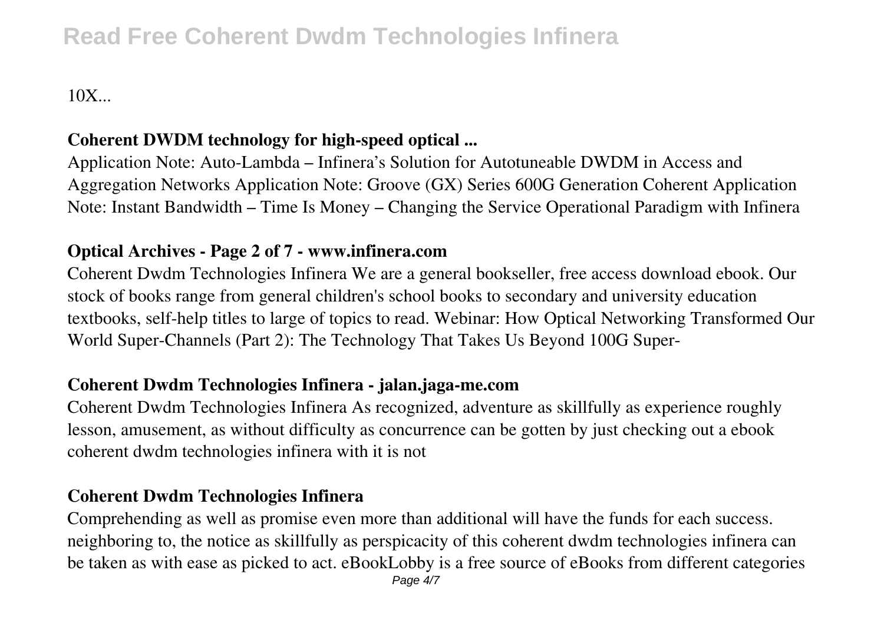10X...

### Coherent DWDM technology for high-speed optical ...

Application Note: Auto-Lambda – Infinera's Solution for Autotuneable DWDM in Access and Aggregation Networks Application Note: Groove (GX) Series 600G Generation Coherent Application Note: Instant Bandwidth – Time Is Money – Changing the Service Operational Paradigm with Infinera

### Optical Archives - Page 2 of 7 - www.infinera.com

Coherent Dwdm Technologies Infinera We are a general bookseller, free access download ebook. Our stock of books range from general children's school books to secondary and university education textbooks, self-help titles to large of topics to read. Webinar: How Optical Networking Transformed Our World Super-Channels (Part 2): The Technology That Takes Us Beyond 100G Super-

### Coherent Dwdm Technologies Infinera - jalan.jaga-me.com

Coherent Dwdm Technologies Infinera As recognized, adventure as skillfully as experience roughly lesson, amusement, as without difficulty as concurrence can be gotten by just checking out a ebook coherent dwdm technologies infinera with it is not

### Coherent Dwdm Technologies Infinera

Comprehending as well as promise even more than additional will have the funds for each success. neighboring to, the notice as skillfully as perspicacity of this coherent dwdm technologies infinera can be taken as with ease as picked to act. eBookLobby is a free source of eBooks from different categories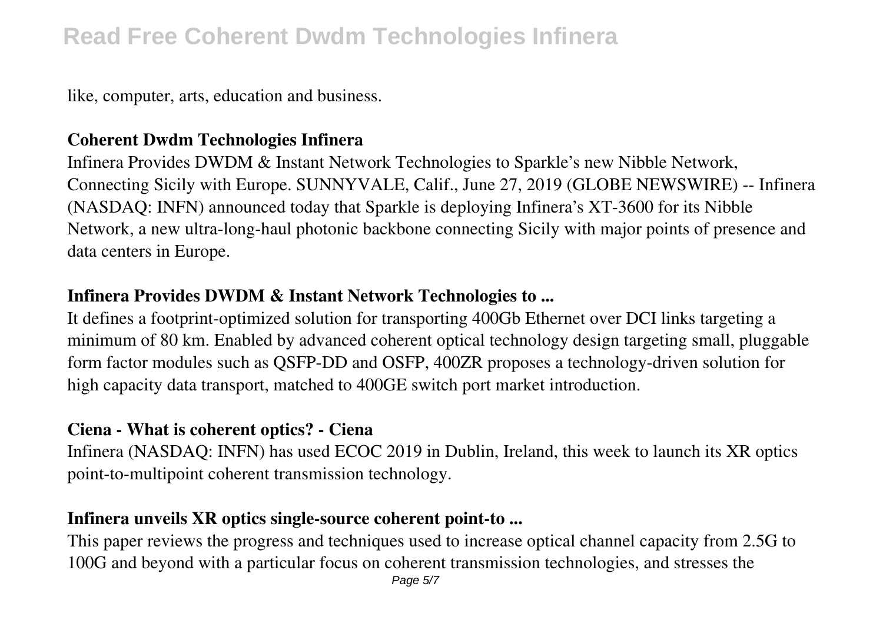like, computer, arts, education and business.

### Coherent Dwdm Technologies Infinera

Infinera Provides DWDM & Instant Network Technologies to Sparkle's new Nibble Network, Connecting Sicily with Europe. SUNNYVALE, Calif., June 27, 2019 (GLOBE NEWSWIRE) -- Infinera (NASDAQ: INFN) announced today that Sparkle is deploying Infinera's XT-3600 for its Nibble Network, a new ultra-long-haul photonic backbone connecting Sicily with major points of presence and data centers in Europe.

### Infinera Provides DWDM & Instant Network Technologies to ...

It defines a footprint-optimized solution for transporting 400Gb Ethernet over DCI links targeting a minimum of 80 km. Enabled by advanced coherent optical technology design targeting small, pluggable form factor modules such as QSFP-DD and OSFP, 400ZR proposes a technology-driven solution for high capacity data transport, matched to 400GE switch port market introduction.

### Ciena - What is coherent optics? - Ciena

Infinera (NASDAQ: INFN) has used ECOC 2019 in Dublin, Ireland, this week to launch its XR optics point-to-multipoint coherent transmission technology.

### Infinera unveils XR optics single-source coherent point-to ...

This paper reviews the progress and techniques used to increase optical channel capacity from 2.5G to 100G and beyond with a particular focus on coherent transmission technologies, and stresses the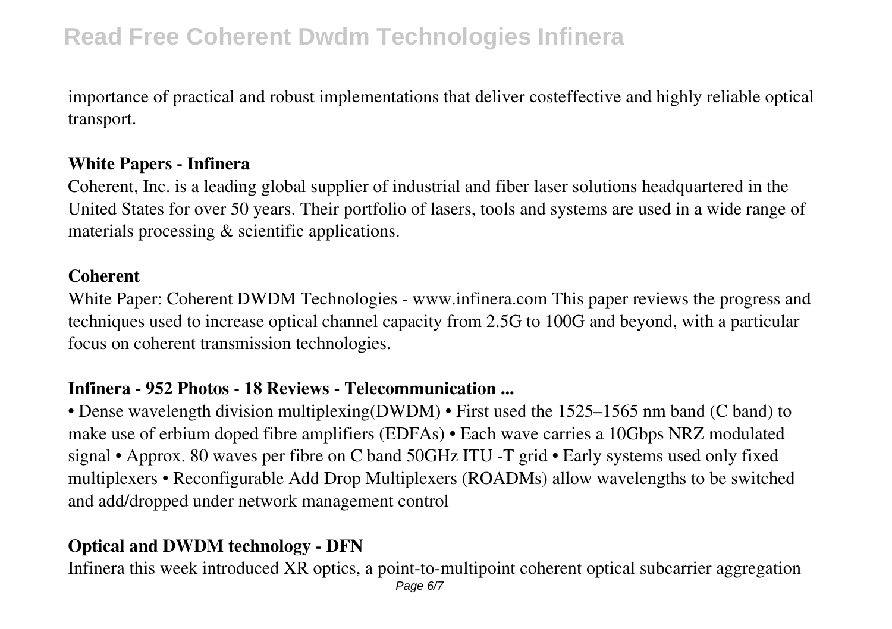importance of practical and robust implementations that deliver costeffective and highly reliable optical transport.

### White Papers - Infinera

Coherent, Inc. is a leading global supplier of industrial and fiber laser solutions headquartered in the United States for over 50 years. Their portfolio of lasers, tools and systems are used in a wide range of materials processing & scientific applications.

### Coherent

White Paper: Coherent DWDM Technologies - www.infinera.com This paper reviews the progress and techniques used to increase optical channel capacity from 2.5G to 100G and beyond, with a particular focus on coherent transmission technologies.

### Infinera - 952 Photos - 18 Reviews - Telecommunication ...

• Dense wavelength division multiplexing(DWDM) • First used the 1525–1565 nm band (C band) to make use of erbium doped fibre amplifiers (EDFAs) • Each wave carries a 10Gbps NRZ modulated signal • Approx. 80 waves per fibre on C band 50GHz ITU -T grid • Early systems used only fixed multiplexers • Reconfigurable Add Drop Multiplexers (ROADMs) allow wavelengths to be switched and add/dropped under network management control

### Optical and DWDM technology - DFN

Infinera this week introduced XR optics, a point-to-multipoint coherent optical subcarrier aggregation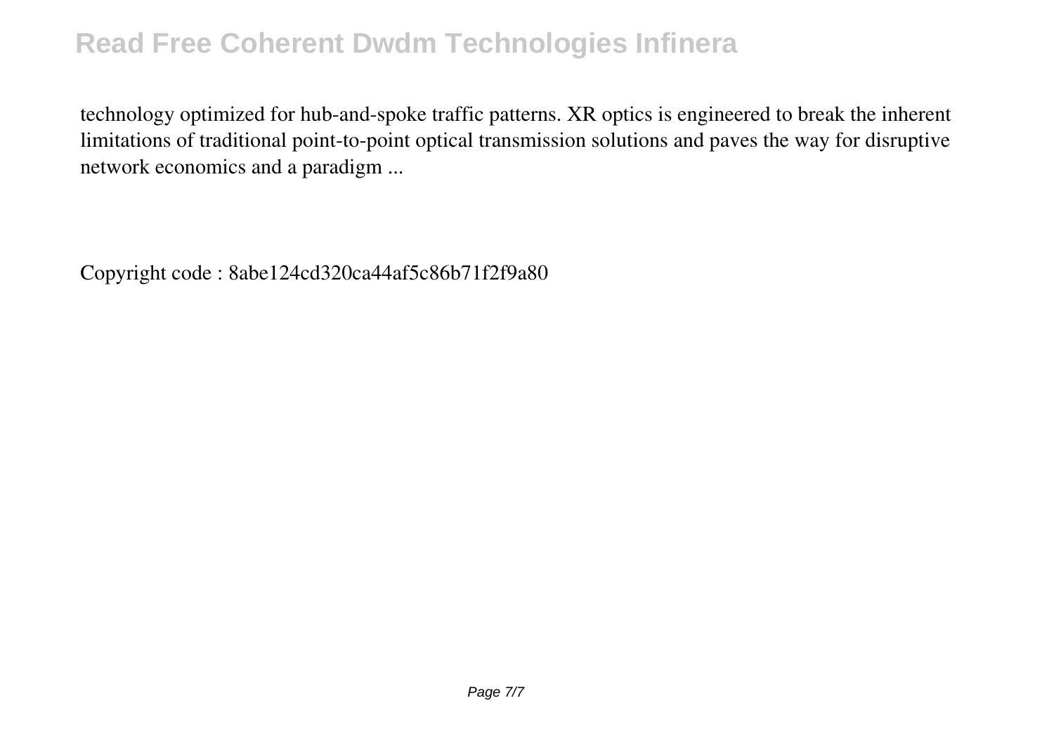technology optimized for hub-and-spoke traffic patterns. XR optics is engineered to break the inherent limitations of traditional point-to-point optical transmission solutions and paves the way for disruptive network economics and a paradigm ...

Copyright code : 8abe124cd320ca44af5c86b71f2f9a80